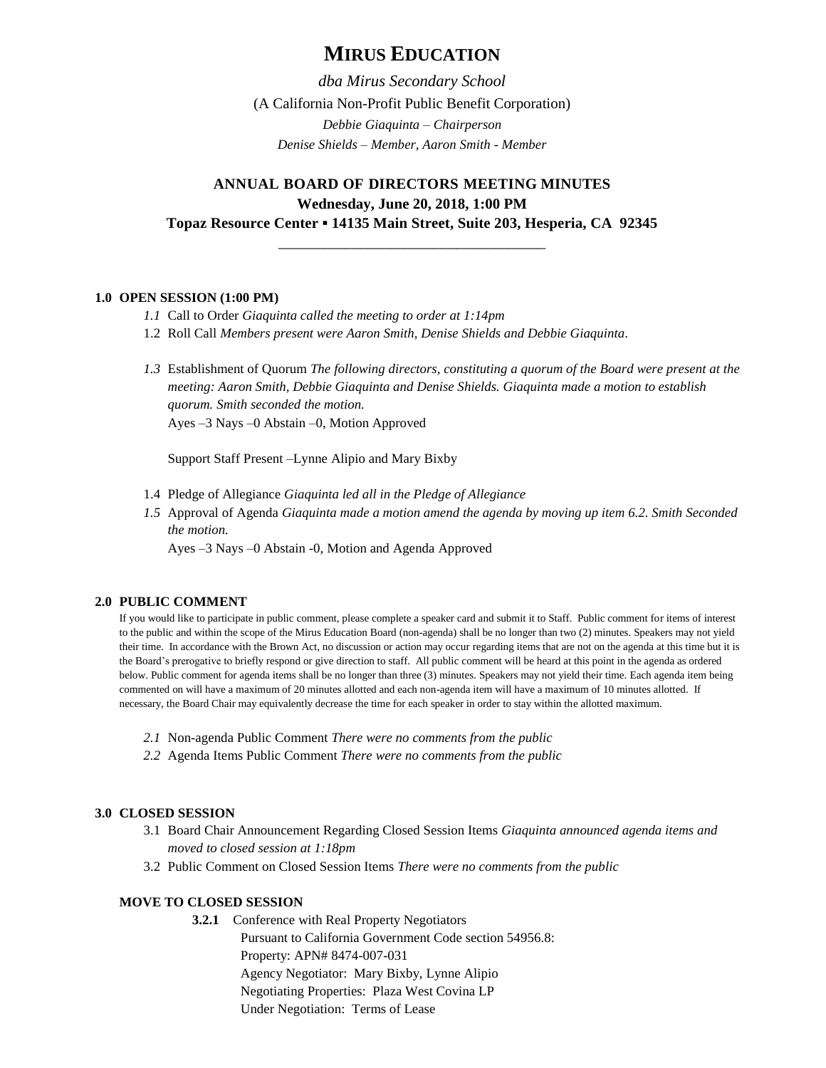# MIRUS EDUCATION

*dba Mirus Secondary School*

(A California Non-Profit Public Benefit Corporation)

*Debbie Giaquinta – Chairperson*

*Denise Shields – Member, Aaron Smith - Member*

## ANNUAL BOARD OF DIRECTORS MEETING MINUTES

**Wednesday, June 20, 2018, 1:00 PM**

**Topaz Resource Center ▪ 14135 Main Street, Suite 203, Hesperia, CA 92345**

---

**1.0 OPEN SESSION (1:00 PM)**

*1.1* Call to Order *Giaquinta called the meeting to order at 1:14pm*

1.2 Roll Call *Members present were Aaron Smith, Denise Shields and Debbie Giaquinta*.

*1.3* Establishment of Quorum *The following directors, constituting a quorum of the Board were present at the meeting: Aaron Smith, Debbie Giaquinta and Denise Shields. Giaquinta made a motion to establish quorum. Smith seconded the motion.*

Ayes –3 Nays –0 Abstain –0, Motion Approved

Support Staff Present –Lynne Alipio and Mary Bixby

1.4 Pledge of Allegiance *Giaquinta led all in the Pledge of Allegiance*

*1.5* Approval of Agenda *Giaquinta made a motion amend the agenda by moving up item 6.2. Smith Seconded the motion.*

Ayes –3 Nays –0 Abstain -0, Motion and Agenda Approved

**2.0 PUBLIC COMMENT**

If you would like to participate in public comment, please complete a speaker card and submit it to Staff. Public comment for items of interest to the public and within the scope of the Mirus Education Board (non-agenda) shall be no longer than two (2) minutes. Speakers may not yield their time. In accordance with the Brown Act, no discussion or action may occur regarding items that are not on the agenda at this time but it is the Board's prerogative to briefly respond or give direction to staff. All public comment will be heard at this point in the agenda as ordered below. Public comment for agenda items shall be no longer than three (3) minutes. Speakers may not yield their time. Each agenda item being commented on will have a maximum of 20 minutes allotted and each non-agenda item will have a maximum of 10 minutes allotted. If necessary, the Board Chair may equivalently decrease the time for each speaker in order to stay within the allotted maximum.

*2.1* Non-agenda Public Comment *There were no comments from the public*

*2.2* Agenda Items Public Comment *There were no comments from the public*

**3.0 CLOSED SESSION**

3.1 Board Chair Announcement Regarding Closed Session Items *Giaquinta announced agenda items and moved to closed session at 1:18pm*

3.2 Public Comment on Closed Session Items *There were no comments from the public*

**MOVE TO CLOSED SESSION**

**3.2.1** Conference with Real Property Negotiators

Pursuant to California Government Code section 54956.8:
Property: APN# 8474-007-031
Agency Negotiator: Mary Bixby, Lynne Alipio
Negotiating Properties: Plaza West Covina LP
Under Negotiation: Terms of Lease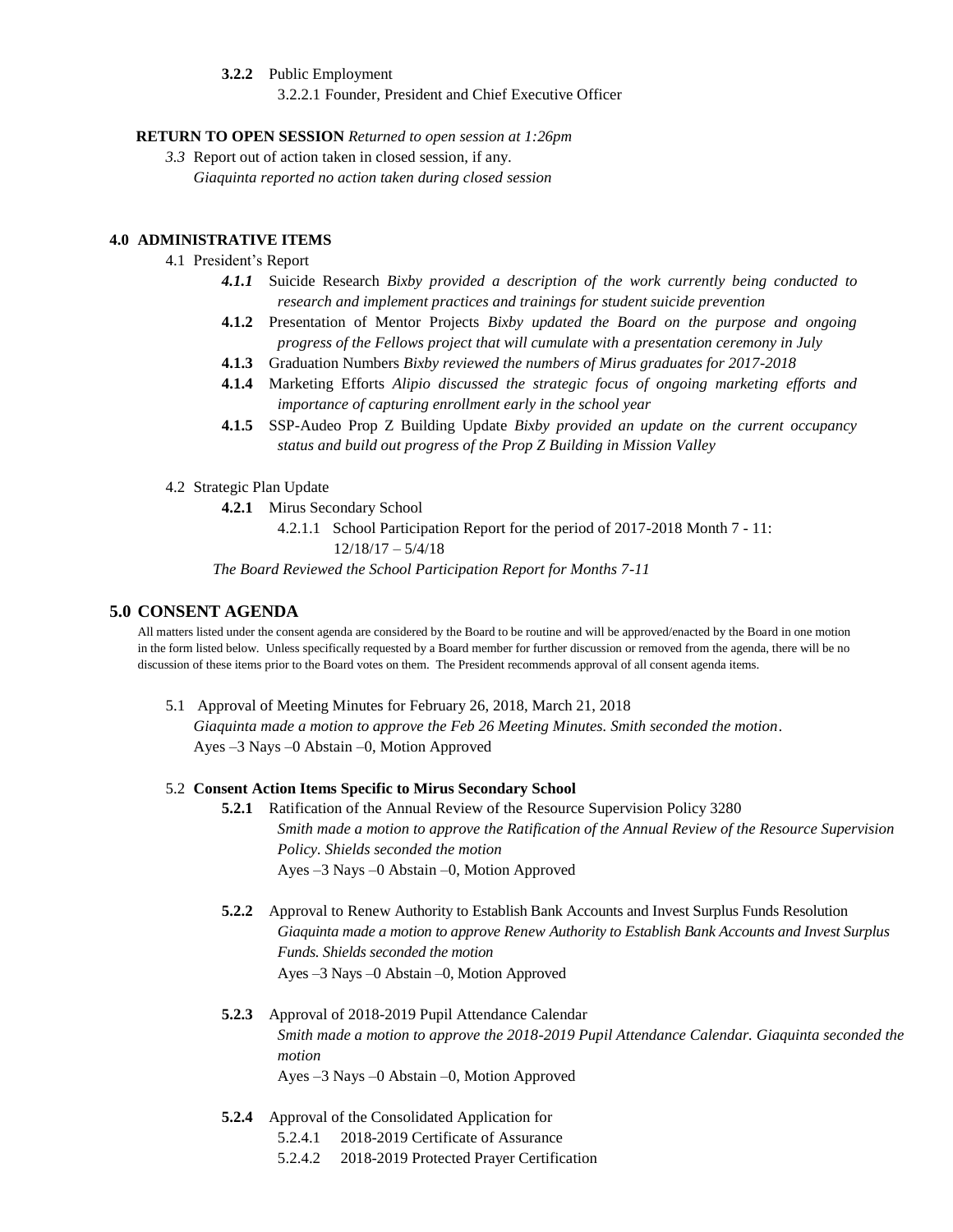**3.2.2** Public Employment

3.2.2.1 Founder, President and Chief Executive Officer

**RETURN TO OPEN SESSION** *Returned to open session at 1:26pm*

*3.3* Report out of action taken in closed session, if any.
*Giaquinta reported no action taken during closed session*

## 4.0 ADMINISTRATIVE ITEMS

4.1 President's Report

- ***4.1.1*** Suicide Research *Bixby provided a description of the work currently being conducted to research and implement practices and trainings for student suicide prevention*
- **4.1.2** Presentation of Mentor Projects *Bixby updated the Board on the purpose and ongoing progress of the Fellows project that will cumulate with a presentation ceremony in July*
- **4.1.3** Graduation Numbers *Bixby reviewed the numbers of Mirus graduates for 2017-2018*
- **4.1.4** Marketing Efforts *Alipio discussed the strategic focus of ongoing marketing efforts and importance of capturing enrollment early in the school year*
- **4.1.5** SSP-Audeo Prop Z Building Update *Bixby provided an update on the current occupancy status and build out progress of the Prop Z Building in Mission Valley*

4.2 Strategic Plan Update

**4.2.1** Mirus Secondary School

4.2.1.1 School Participation Report for the period of 2017-2018 Month 7 - 11: 12/18/17 – 5/4/18

*The Board Reviewed the School Participation Report for Months 7-11*

## 5.0 CONSENT AGENDA

All matters listed under the consent agenda are considered by the Board to be routine and will be approved/enacted by the Board in one motion in the form listed below. Unless specifically requested by a Board member for further discussion or removed from the agenda, there will be no discussion of these items prior to the Board votes on them. The President recommends approval of all consent agenda items.

5.1 Approval of Meeting Minutes for February 26, 2018, March 21, 2018
*Giaquinta made a motion to approve the Feb 26 Meeting Minutes. Smith seconded the motion*.
Ayes –3 Nays –0 Abstain –0, Motion Approved

5.2 **Consent Action Items Specific to Mirus Secondary School**

**5.2.1** Ratification of the Annual Review of the Resource Supervision Policy 3280
*Smith made a motion to approve the Ratification of the Annual Review of the Resource Supervision Policy. Shields seconded the motion*
Ayes –3 Nays –0 Abstain –0, Motion Approved

**5.2.2** Approval to Renew Authority to Establish Bank Accounts and Invest Surplus Funds Resolution
*Giaquinta made a motion to approve Renew Authority to Establish Bank Accounts and Invest Surplus Funds. Shields seconded the motion*
Ayes –3 Nays –0 Abstain –0, Motion Approved

**5.2.3** Approval of 2018-2019 Pupil Attendance Calendar
*Smith made a motion to approve the 2018-2019 Pupil Attendance Calendar. Giaquinta seconded the motion*
Ayes –3 Nays –0 Abstain –0, Motion Approved

**5.2.4** Approval of the Consolidated Application for

5.2.4.1 2018-2019 Certificate of Assurance

5.2.4.2 2018-2019 Protected Prayer Certification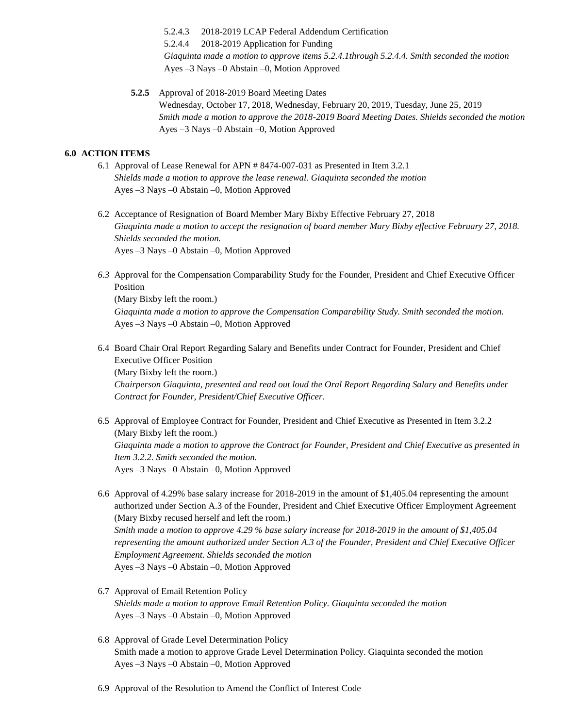5.2.4.3 2018-2019 LCAP Federal Addendum Certification

5.2.4.4 2018-2019 Application for Funding

*Giaquinta made a motion to approve items 5.2.4.1through 5.2.4.4. Smith seconded the motion*

Ayes –3 Nays –0 Abstain –0, Motion Approved

**5.2.5** Approval of 2018-2019 Board Meeting Dates

Wednesday, October 17, 2018, Wednesday, February 20, 2019, Tuesday, June 25, 2019

*Smith made a motion to approve the 2018-2019 Board Meeting Dates. Shields seconded the motion*

Ayes –3 Nays –0 Abstain –0, Motion Approved

**6.0 ACTION ITEMS**

6.1 Approval of Lease Renewal for APN # 8474-007-031 as Presented in Item 3.2.1

*Shields made a motion to approve the lease renewal. Giaquinta seconded the motion*

Ayes –3 Nays –0 Abstain –0, Motion Approved

6.2 Acceptance of Resignation of Board Member Mary Bixby Effective February 27, 2018

*Giaquinta made a motion to accept the resignation of board member Mary Bixby effective February 27, 2018. Shields seconded the motion.*

Ayes –3 Nays –0 Abstain –0, Motion Approved

*6.3* Approval for the Compensation Comparability Study for the Founder, President and Chief Executive Officer Position

(Mary Bixby left the room.)

*Giaquinta made a motion to approve the Compensation Comparability Study. Smith seconded the motion.*

Ayes –3 Nays –0 Abstain –0, Motion Approved

6.4 Board Chair Oral Report Regarding Salary and Benefits under Contract for Founder, President and Chief Executive Officer Position

(Mary Bixby left the room.)

*Chairperson Giaquinta, presented and read out loud the Oral Report Regarding Salary and Benefits under Contract for Founder, President/Chief Executive Officer*.

6.5 Approval of Employee Contract for Founder, President and Chief Executive as Presented in Item 3.2.2

(Mary Bixby left the room.)

*Giaquinta made a motion to approve the Contract for Founder, President and Chief Executive as presented in Item 3.2.2. Smith seconded the motion.*

Ayes –3 Nays –0 Abstain –0, Motion Approved

6.6 Approval of 4.29% base salary increase for 2018-2019 in the amount of $1,405.04 representing the amount authorized under Section A.3 of the Founder, President and Chief Executive Officer Employment Agreement

(Mary Bixby recused herself and left the room.)

*Smith made a motion to approve 4.29 % base salary increase for 2018-2019 in the amount of $1,405.04 representing the amount authorized under Section A.3 of the Founder, President and Chief Executive Officer Employment Agreement. Shields seconded the motion*

Ayes –3 Nays –0 Abstain –0, Motion Approved

6.7 Approval of Email Retention Policy

*Shields made a motion to approve Email Retention Policy. Giaquinta seconded the motion*

Ayes –3 Nays –0 Abstain –0, Motion Approved

6.8 Approval of Grade Level Determination Policy

Smith made a motion to approve Grade Level Determination Policy. Giaquinta seconded the motion

Ayes –3 Nays –0 Abstain –0, Motion Approved

6.9 Approval of the Resolution to Amend the Conflict of Interest Code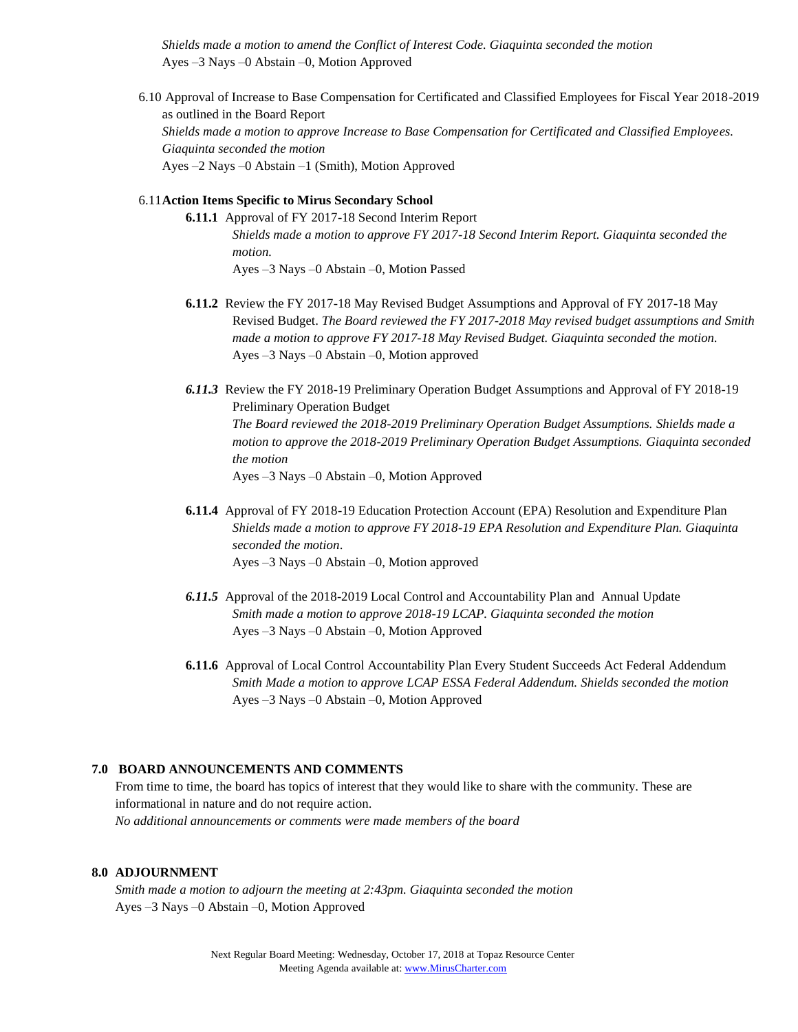*Shields made a motion to amend the Conflict of Interest Code. Giaquinta seconded the motion*
Ayes –3 Nays –0 Abstain –0, Motion Approved

6.10 Approval of Increase to Base Compensation for Certificated and Classified Employees for Fiscal Year 2018-2019 as outlined in the Board Report
*Shields made a motion to approve Increase to Base Compensation for Certificated and Classified Employees. Giaquinta seconded the motion*
Ayes –2 Nays –0 Abstain –1 (Smith), Motion Approved

6.11 **Action Items Specific to Mirus Secondary School**

**6.11.1** Approval of FY 2017-18 Second Interim Report
*Shields made a motion to approve FY 2017-18 Second Interim Report. Giaquinta seconded the motion.*
Ayes –3 Nays –0 Abstain –0, Motion Passed

**6.11.2** Review the FY 2017-18 May Revised Budget Assumptions and Approval of FY 2017-18 May Revised Budget. *The Board reviewed the FY 2017-2018 May revised budget assumptions and Smith made a motion to approve FY 2017-18 May Revised Budget. Giaquinta seconded the motion.*
Ayes –3 Nays –0 Abstain –0, Motion approved

***6.11.3*** Review the FY 2018-19 Preliminary Operation Budget Assumptions and Approval of FY 2018-19 Preliminary Operation Budget
*The Board reviewed the 2018-2019 Preliminary Operation Budget Assumptions. Shields made a motion to approve the 2018-2019 Preliminary Operation Budget Assumptions. Giaquinta seconded the motion*
Ayes –3 Nays –0 Abstain –0, Motion Approved

**6.11.4** Approval of FY 2018-19 Education Protection Account (EPA) Resolution and Expenditure Plan
*Shields made a motion to approve FY 2018-19 EPA Resolution and Expenditure Plan. Giaquinta seconded the motion.*
Ayes –3 Nays –0 Abstain –0, Motion approved

***6.11.5*** Approval of the 2018-2019 Local Control and Accountability Plan and Annual Update
*Smith made a motion to approve 2018-19 LCAP. Giaquinta seconded the motion*
Ayes –3 Nays –0 Abstain –0, Motion Approved

**6.11.6** Approval of Local Control Accountability Plan Every Student Succeeds Act Federal Addendum
*Smith Made a motion to approve LCAP ESSA Federal Addendum. Shields seconded the motion*
Ayes –3 Nays –0 Abstain –0, Motion Approved

### 7.0 BOARD ANNOUNCEMENTS AND COMMENTS

From time to time, the board has topics of interest that they would like to share with the community. These are informational in nature and do not require action.
*No additional announcements or comments were made members of the board*

### 8.0 ADJOURNMENT

*Smith made a motion to adjourn the meeting at 2:43pm. Giaquinta seconded the motion*
Ayes –3 Nays –0 Abstain –0, Motion Approved

Next Regular Board Meeting: Wednesday, October 17, 2018 at Topaz Resource Center
Meeting Agenda available at: www.MirusCharter.com